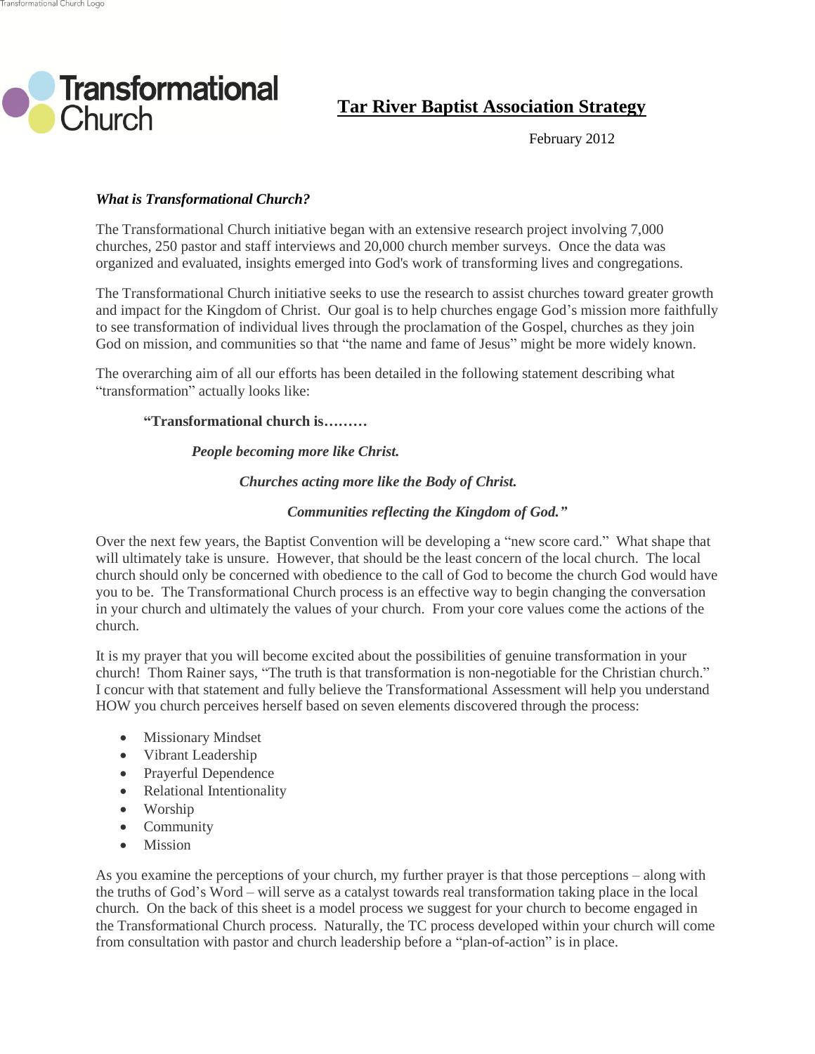Transformational Church

# Tar River Baptist Association Strategy

February 2012

***What is Transformational Church?***

The Transformational Church initiative began with an extensive research project involving 7,000 churches, 250 pastor and staff interviews and 20,000 church member surveys. Once the data was organized and evaluated, insights emerged into God's work of transforming lives and congregations.

The Transformational Church initiative seeks to use the research to assist churches toward greater growth and impact for the Kingdom of Christ. Our goal is to help churches engage God's mission more faithfully to see transformation of individual lives through the proclamation of the Gospel, churches as they join God on mission, and communities so that "the name and fame of Jesus" might be more widely known.

The overarching aim of all our efforts has been detailed in the following statement describing what "transformation" actually looks like:

> **"Transformational church is………**
>
> ***People becoming more like Christ.***
>
> ***Churches acting more like the Body of Christ.***
>
> ***Communities reflecting the Kingdom of God."***

Over the next few years, the Baptist Convention will be developing a "new score card." What shape that will ultimately take is unsure. However, that should be the least concern of the local church. The local church should only be concerned with obedience to the call of God to become the church God would have you to be. The Transformational Church process is an effective way to begin changing the conversation in your church and ultimately the values of your church. From your core values come the actions of the church.

It is my prayer that you will become excited about the possibilities of genuine transformation in your church! Thom Rainer says, "The truth is that transformation is non-negotiable for the Christian church." I concur with that statement and fully believe the Transformational Assessment will help you understand HOW you church perceives herself based on seven elements discovered through the process:

- Missionary Mindset
- Vibrant Leadership
- Prayerful Dependence
- Relational Intentionality
- Worship
- Community
- Mission

As you examine the perceptions of your church, my further prayer is that those perceptions – along with the truths of God's Word – will serve as a catalyst towards real transformation taking place in the local church. On the back of this sheet is a model process we suggest for your church to become engaged in the Transformational Church process. Naturally, the TC process developed within your church will come from consultation with pastor and church leadership before a "plan-of-action" is in place.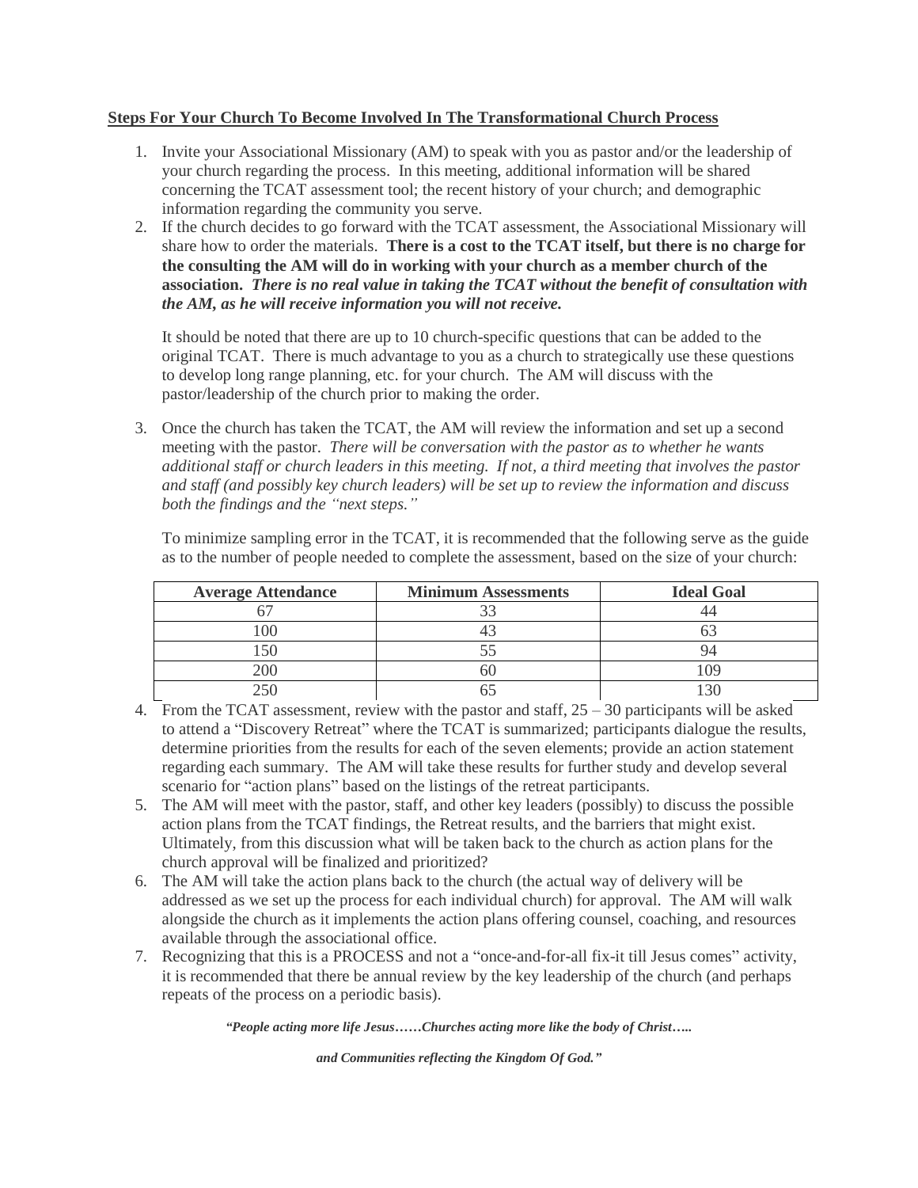**Steps For Your Church To Become Involved In The Transformational Church Process**

1. Invite your Associational Missionary (AM) to speak with you as pastor and/or the leadership of your church regarding the process. In this meeting, additional information will be shared concerning the TCAT assessment tool; the recent history of your church; and demographic information regarding the community you serve.
2. If the church decides to go forward with the TCAT assessment, the Associational Missionary will share how to order the materials. **There is a cost to the TCAT itself, but there is no charge for the consulting the AM will do in working with your church as a member church of the association.** ***There is no real value in taking the TCAT without the benefit of consultation with the AM, as he will receive information you will not receive.***

   It should be noted that there are up to 10 church-specific questions that can be added to the original TCAT. There is much advantage to you as a church to strategically use these questions to develop long range planning, etc. for your church. The AM will discuss with the pastor/leadership of the church prior to making the order.

3. Once the church has taken the TCAT, the AM will review the information and set up a second meeting with the pastor. *There will be conversation with the pastor as to whether he wants additional staff or church leaders in this meeting. If not, a third meeting that involves the pastor and staff (and possibly key church leaders) will be set up to review the information and discuss both the findings and the "next steps."*

   To minimize sampling error in the TCAT, it is recommended that the following serve as the guide as to the number of people needed to complete the assessment, based on the size of your church:

| Average Attendance | Minimum Assessments | Ideal Goal |
|---|---|---|
| 67 | 33 | 44 |
| 100 | 43 | 63 |
| 150 | 55 | 94 |
| 200 | 60 | 109 |
| 250 | 65 | 130 |

4. From the TCAT assessment, review with the pastor and staff, 25 – 30 participants will be asked to attend a "Discovery Retreat" where the TCAT is summarized; participants dialogue the results, determine priorities from the results for each of the seven elements; provide an action statement regarding each summary. The AM will take these results for further study and develop several scenario for "action plans" based on the listings of the retreat participants.
5. The AM will meet with the pastor, staff, and other key leaders (possibly) to discuss the possible action plans from the TCAT findings, the Retreat results, and the barriers that might exist. Ultimately, from this discussion what will be taken back to the church as action plans for the church approval will be finalized and prioritized?
6. The AM will take the action plans back to the church (the actual way of delivery will be addressed as we set up the process for each individual church) for approval. The AM will walk alongside the church as it implements the action plans offering counsel, coaching, and resources available through the associational office.
7. Recognizing that this is a PROCESS and not a "once-and-for-all fix-it till Jesus comes" activity, it is recommended that there be annual review by the key leadership of the church (and perhaps repeats of the process on a periodic basis).

***"People acting more life Jesus……Churches acting more like the body of Christ…..***

***and Communities reflecting the Kingdom Of God."***